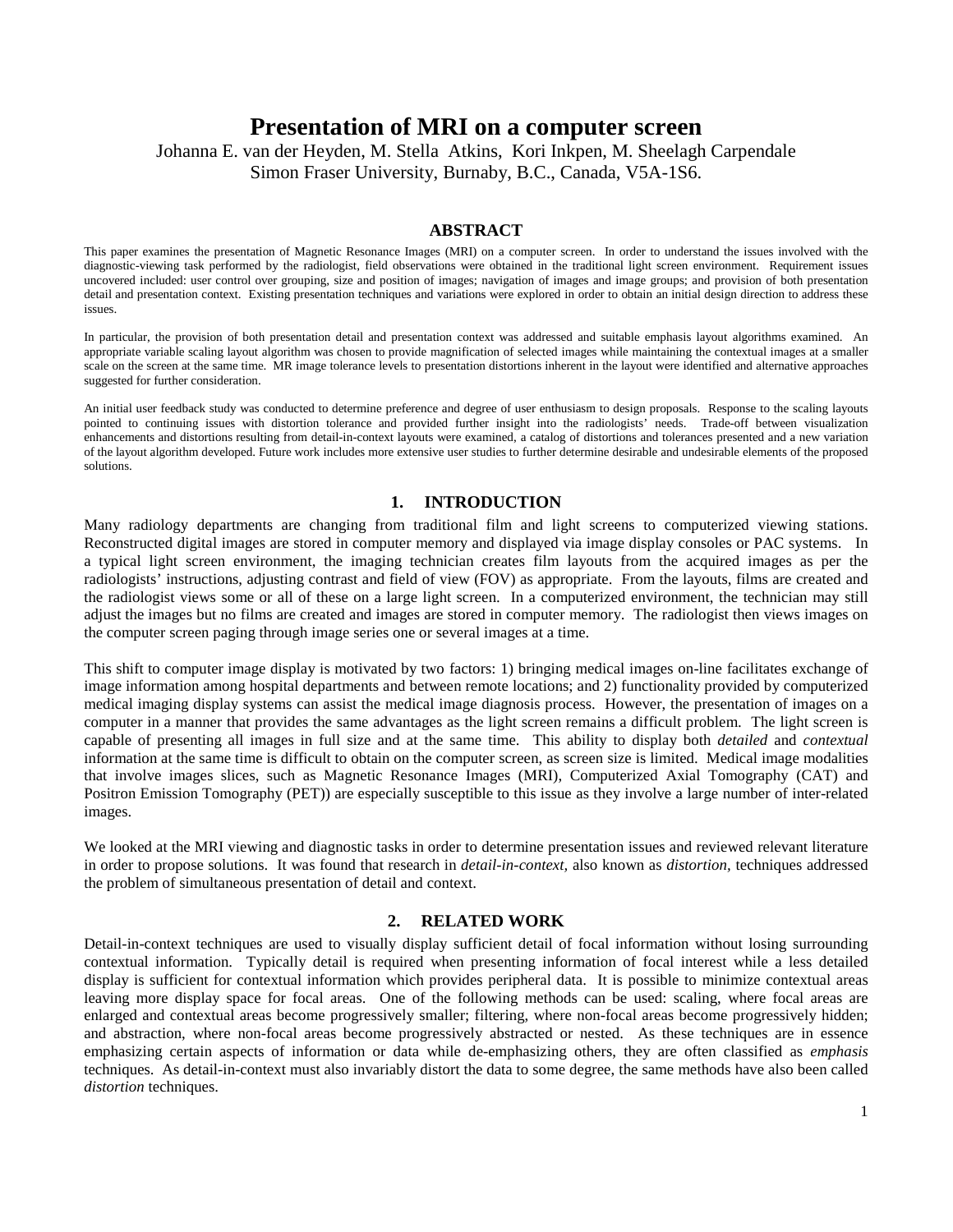# Presentation of MRI on a computer screen

Johanna E. van der Heyden, M. Stella Atkins, Kori Inkpen, M. Sheelagh Carpendale
Simon Fraser University, Burnaby, B.C., Canada, V5A-1S6.

## ABSTRACT

This paper examines the presentation of Magnetic Resonance Images (MRI) on a computer screen. In order to understand the issues involved with the diagnostic-viewing task performed by the radiologist, field observations were obtained in the traditional light screen environment. Requirement issues uncovered included: user control over grouping, size and position of images; navigation of images and image groups; and provision of both presentation detail and presentation context. Existing presentation techniques and variations were explored in order to obtain an initial design direction to address these issues.

In particular, the provision of both presentation detail and presentation context was addressed and suitable emphasis layout algorithms examined. An appropriate variable scaling layout algorithm was chosen to provide magnification of selected images while maintaining the contextual images at a smaller scale on the screen at the same time. MR image tolerance levels to presentation distortions inherent in the layout were identified and alternative approaches suggested for further consideration.

An initial user feedback study was conducted to determine preference and degree of user enthusiasm to design proposals. Response to the scaling layouts pointed to continuing issues with distortion tolerance and provided further insight into the radiologists' needs. Trade-off between visualization enhancements and distortions resulting from detail-in-context layouts were examined, a catalog of distortions and tolerances presented and a new variation of the layout algorithm developed. Future work includes more extensive user studies to further determine desirable and undesirable elements of the proposed solutions.

## 1. INTRODUCTION

Many radiology departments are changing from traditional film and light screens to computerized viewing stations. Reconstructed digital images are stored in computer memory and displayed via image display consoles or PAC systems. In a typical light screen environment, the imaging technician creates film layouts from the acquired images as per the radiologists' instructions, adjusting contrast and field of view (FOV) as appropriate. From the layouts, films are created and the radiologist views some or all of these on a large light screen. In a computerized environment, the technician may still adjust the images but no films are created and images are stored in computer memory. The radiologist then views images on the computer screen paging through image series one or several images at a time.

This shift to computer image display is motivated by two factors: 1) bringing medical images on-line facilitates exchange of image information among hospital departments and between remote locations; and 2) functionality provided by computerized medical imaging display systems can assist the medical image diagnosis process. However, the presentation of images on a computer in a manner that provides the same advantages as the light screen remains a difficult problem. The light screen is capable of presenting all images in full size and at the same time. This ability to display both *detailed* and *contextual* information at the same time is difficult to obtain on the computer screen, as screen size is limited. Medical image modalities that involve images slices, such as Magnetic Resonance Images (MRI), Computerized Axial Tomography (CAT) and Positron Emission Tomography (PET)) are especially susceptible to this issue as they involve a large number of inter-related images.

We looked at the MRI viewing and diagnostic tasks in order to determine presentation issues and reviewed relevant literature in order to propose solutions. It was found that research in *detail-in-context,* also known as *distortion,* techniques addressed the problem of simultaneous presentation of detail and context.

## 2. RELATED WORK

Detail-in-context techniques are used to visually display sufficient detail of focal information without losing surrounding contextual information. Typically detail is required when presenting information of focal interest while a less detailed display is sufficient for contextual information which provides peripheral data. It is possible to minimize contextual areas leaving more display space for focal areas. One of the following methods can be used: scaling, where focal areas are enlarged and contextual areas become progressively smaller; filtering, where non-focal areas become progressively hidden; and abstraction, where non-focal areas become progressively abstracted or nested. As these techniques are in essence emphasizing certain aspects of information or data while de-emphasizing others, they are often classified as *emphasis* techniques. As detail-in-context must also invariably distort the data to some degree, the same methods have also been called *distortion* techniques.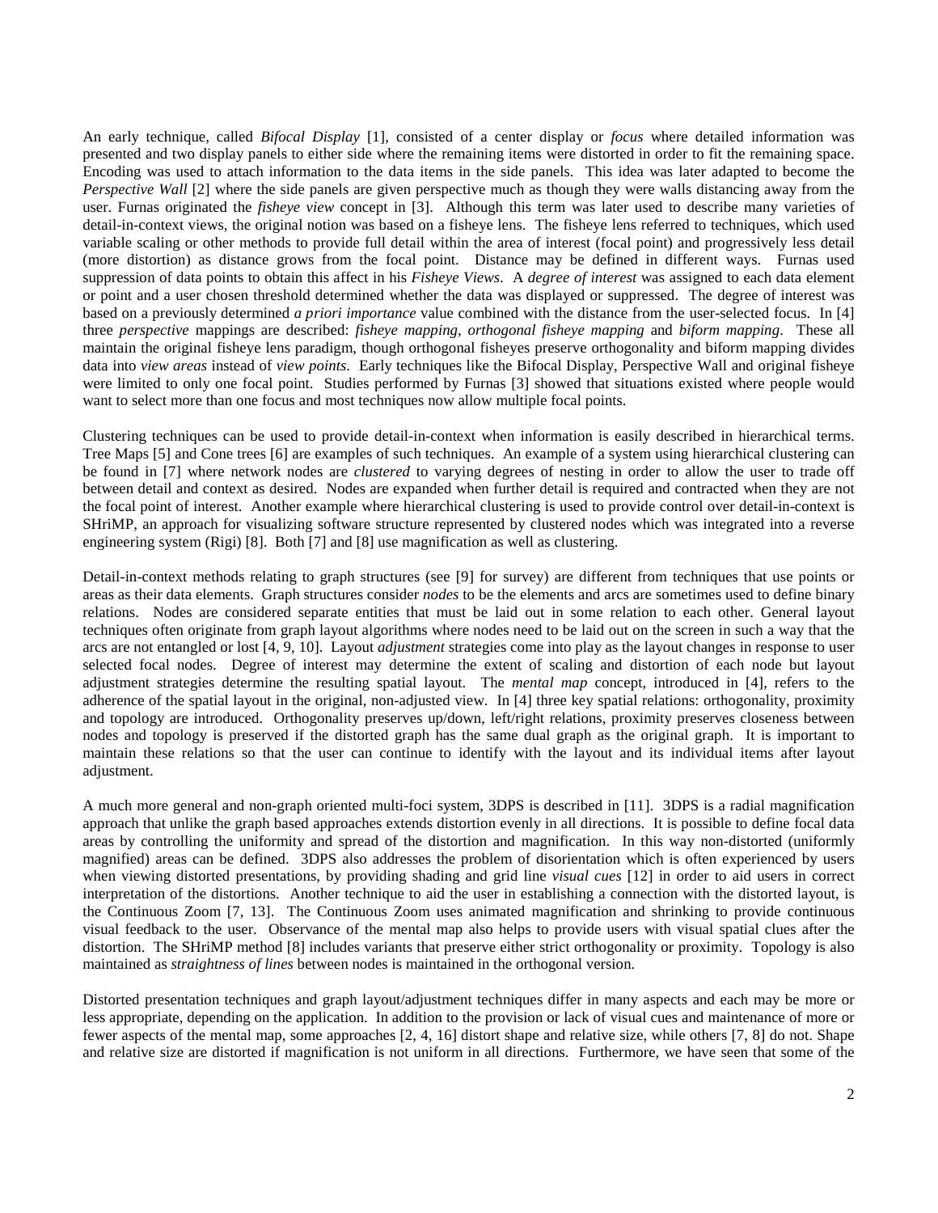An early technique, called *Bifocal Display* [1], consisted of a center display or *focus* where detailed information was presented and two display panels to either side where the remaining items were distorted in order to fit the remaining space. Encoding was used to attach information to the data items in the side panels. This idea was later adapted to become the *Perspective Wall* [2] where the side panels are given perspective much as though they were walls distancing away from the user. Furnas originated the *fisheye view* concept in [3]. Although this term was later used to describe many varieties of detail-in-context views, the original notion was based on a fisheye lens. The fisheye lens referred to techniques, which used variable scaling or other methods to provide full detail within the area of interest (focal point) and progressively less detail (more distortion) as distance grows from the focal point. Distance may be defined in different ways. Furnas used suppression of data points to obtain this affect in his *Fisheye Views*. A *degree of interest* was assigned to each data element or point and a user chosen threshold determined whether the data was displayed or suppressed. The degree of interest was based on a previously determined *a priori importance* value combined with the distance from the user-selected focus. In [4] three *perspective* mappings are described: *fisheye mapping*, *orthogonal fisheye mapping* and *biform mapping*. These all maintain the original fisheye lens paradigm, though orthogonal fisheyes preserve orthogonality and biform mapping divides data into *view areas* instead of *view points*. Early techniques like the Bifocal Display, Perspective Wall and original fisheye were limited to only one focal point. Studies performed by Furnas [3] showed that situations existed where people would want to select more than one focus and most techniques now allow multiple focal points.

Clustering techniques can be used to provide detail-in-context when information is easily described in hierarchical terms. Tree Maps [5] and Cone trees [6] are examples of such techniques. An example of a system using hierarchical clustering can be found in [7] where network nodes are *clustered* to varying degrees of nesting in order to allow the user to trade off between detail and context as desired. Nodes are expanded when further detail is required and contracted when they are not the focal point of interest. Another example where hierarchical clustering is used to provide control over detail-in-context is SHriMP, an approach for visualizing software structure represented by clustered nodes which was integrated into a reverse engineering system (Rigi) [8]. Both [7] and [8] use magnification as well as clustering.

Detail-in-context methods relating to graph structures (see [9] for survey) are different from techniques that use points or areas as their data elements. Graph structures consider *nodes* to be the elements and arcs are sometimes used to define binary relations. Nodes are considered separate entities that must be laid out in some relation to each other. General layout techniques often originate from graph layout algorithms where nodes need to be laid out on the screen in such a way that the arcs are not entangled or lost [4, 9, 10]. Layout *adjustment* strategies come into play as the layout changes in response to user selected focal nodes. Degree of interest may determine the extent of scaling and distortion of each node but layout adjustment strategies determine the resulting spatial layout. The *mental map* concept, introduced in [4], refers to the adherence of the spatial layout in the original, non-adjusted view. In [4] three key spatial relations: orthogonality, proximity and topology are introduced. Orthogonality preserves up/down, left/right relations, proximity preserves closeness between nodes and topology is preserved if the distorted graph has the same dual graph as the original graph. It is important to maintain these relations so that the user can continue to identify with the layout and its individual items after layout adjustment.

A much more general and non-graph oriented multi-foci system, 3DPS is described in [11]. 3DPS is a radial magnification approach that unlike the graph based approaches extends distortion evenly in all directions. It is possible to define focal data areas by controlling the uniformity and spread of the distortion and magnification. In this way non-distorted (uniformly magnified) areas can be defined. 3DPS also addresses the problem of disorientation which is often experienced by users when viewing distorted presentations, by providing shading and grid line *visual cues* [12] in order to aid users in correct interpretation of the distortions. Another technique to aid the user in establishing a connection with the distorted layout, is the Continuous Zoom [7, 13]. The Continuous Zoom uses animated magnification and shrinking to provide continuous visual feedback to the user. Observance of the mental map also helps to provide users with visual spatial clues after the distortion. The SHriMP method [8] includes variants that preserve either strict orthogonality or proximity. Topology is also maintained as *straightness of lines* between nodes is maintained in the orthogonal version.

Distorted presentation techniques and graph layout/adjustment techniques differ in many aspects and each may be more or less appropriate, depending on the application. In addition to the provision or lack of visual cues and maintenance of more or fewer aspects of the mental map, some approaches [2, 4, 16] distort shape and relative size, while others [7, 8] do not. Shape and relative size are distorted if magnification is not uniform in all directions. Furthermore, we have seen that some of the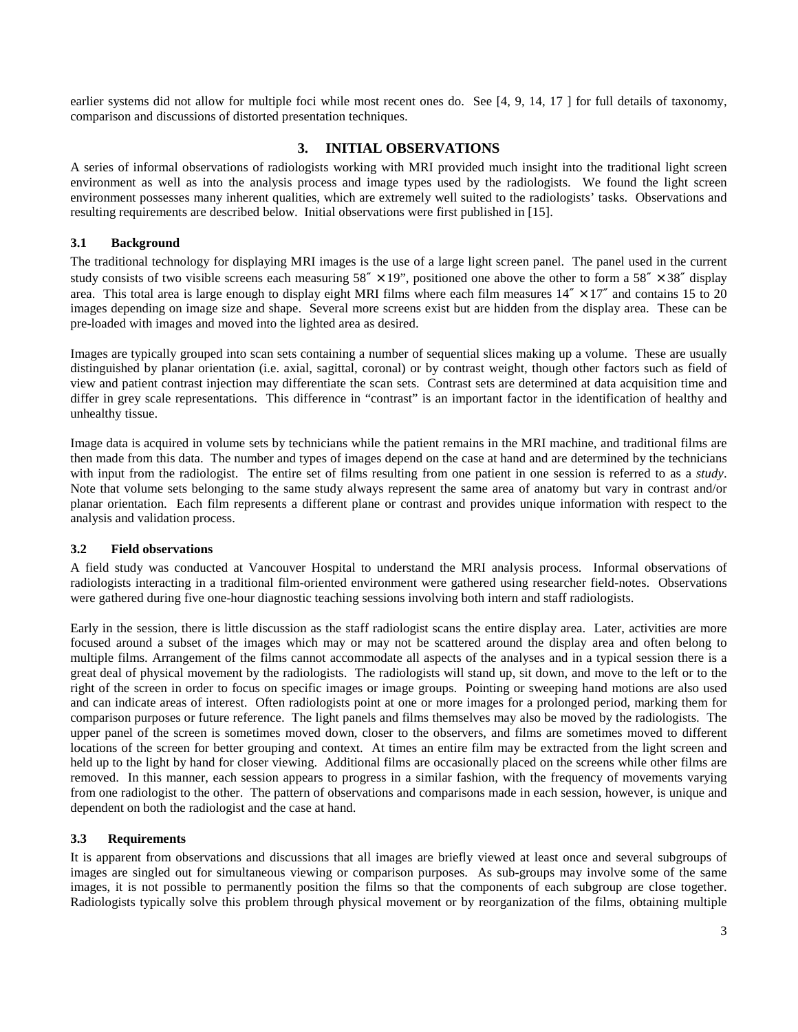earlier systems did not allow for multiple foci while most recent ones do. See [4, 9, 14, 17 ] for full details of taxonomy, comparison and discussions of distorted presentation techniques.

## 3. INITIAL OBSERVATIONS

A series of informal observations of radiologists working with MRI provided much insight into the traditional light screen environment as well as into the analysis process and image types used by the radiologists. We found the light screen environment possesses many inherent qualities, which are extremely well suited to the radiologists' tasks. Observations and resulting requirements are described below. Initial observations were first published in [15].

### 3.1 Background

The traditional technology for displaying MRI images is the use of a large light screen panel. The panel used in the current study consists of two visible screens each measuring 58″ × 19", positioned one above the other to form a 58″ × 38″ display area. This total area is large enough to display eight MRI films where each film measures 14″ × 17″ and contains 15 to 20 images depending on image size and shape. Several more screens exist but are hidden from the display area. These can be pre-loaded with images and moved into the lighted area as desired.

Images are typically grouped into scan sets containing a number of sequential slices making up a volume. These are usually distinguished by planar orientation (i.e. axial, sagittal, coronal) or by contrast weight, though other factors such as field of view and patient contrast injection may differentiate the scan sets. Contrast sets are determined at data acquisition time and differ in grey scale representations. This difference in "contrast" is an important factor in the identification of healthy and unhealthy tissue.

Image data is acquired in volume sets by technicians while the patient remains in the MRI machine, and traditional films are then made from this data. The number and types of images depend on the case at hand and are determined by the technicians with input from the radiologist. The entire set of films resulting from one patient in one session is referred to as a *study*. Note that volume sets belonging to the same study always represent the same area of anatomy but vary in contrast and/or planar orientation. Each film represents a different plane or contrast and provides unique information with respect to the analysis and validation process.

### 3.2 Field observations

A field study was conducted at Vancouver Hospital to understand the MRI analysis process. Informal observations of radiologists interacting in a traditional film-oriented environment were gathered using researcher field-notes. Observations were gathered during five one-hour diagnostic teaching sessions involving both intern and staff radiologists.

Early in the session, there is little discussion as the staff radiologist scans the entire display area. Later, activities are more focused around a subset of the images which may or may not be scattered around the display area and often belong to multiple films. Arrangement of the films cannot accommodate all aspects of the analyses and in a typical session there is a great deal of physical movement by the radiologists. The radiologists will stand up, sit down, and move to the left or to the right of the screen in order to focus on specific images or image groups. Pointing or sweeping hand motions are also used and can indicate areas of interest. Often radiologists point at one or more images for a prolonged period, marking them for comparison purposes or future reference. The light panels and films themselves may also be moved by the radiologists. The upper panel of the screen is sometimes moved down, closer to the observers, and films are sometimes moved to different locations of the screen for better grouping and context. At times an entire film may be extracted from the light screen and held up to the light by hand for closer viewing. Additional films are occasionally placed on the screens while other films are removed. In this manner, each session appears to progress in a similar fashion, with the frequency of movements varying from one radiologist to the other. The pattern of observations and comparisons made in each session, however, is unique and dependent on both the radiologist and the case at hand.

### 3.3 Requirements

It is apparent from observations and discussions that all images are briefly viewed at least once and several subgroups of images are singled out for simultaneous viewing or comparison purposes. As sub-groups may involve some of the same images, it is not possible to permanently position the films so that the components of each subgroup are close together. Radiologists typically solve this problem through physical movement or by reorganization of the films, obtaining multiple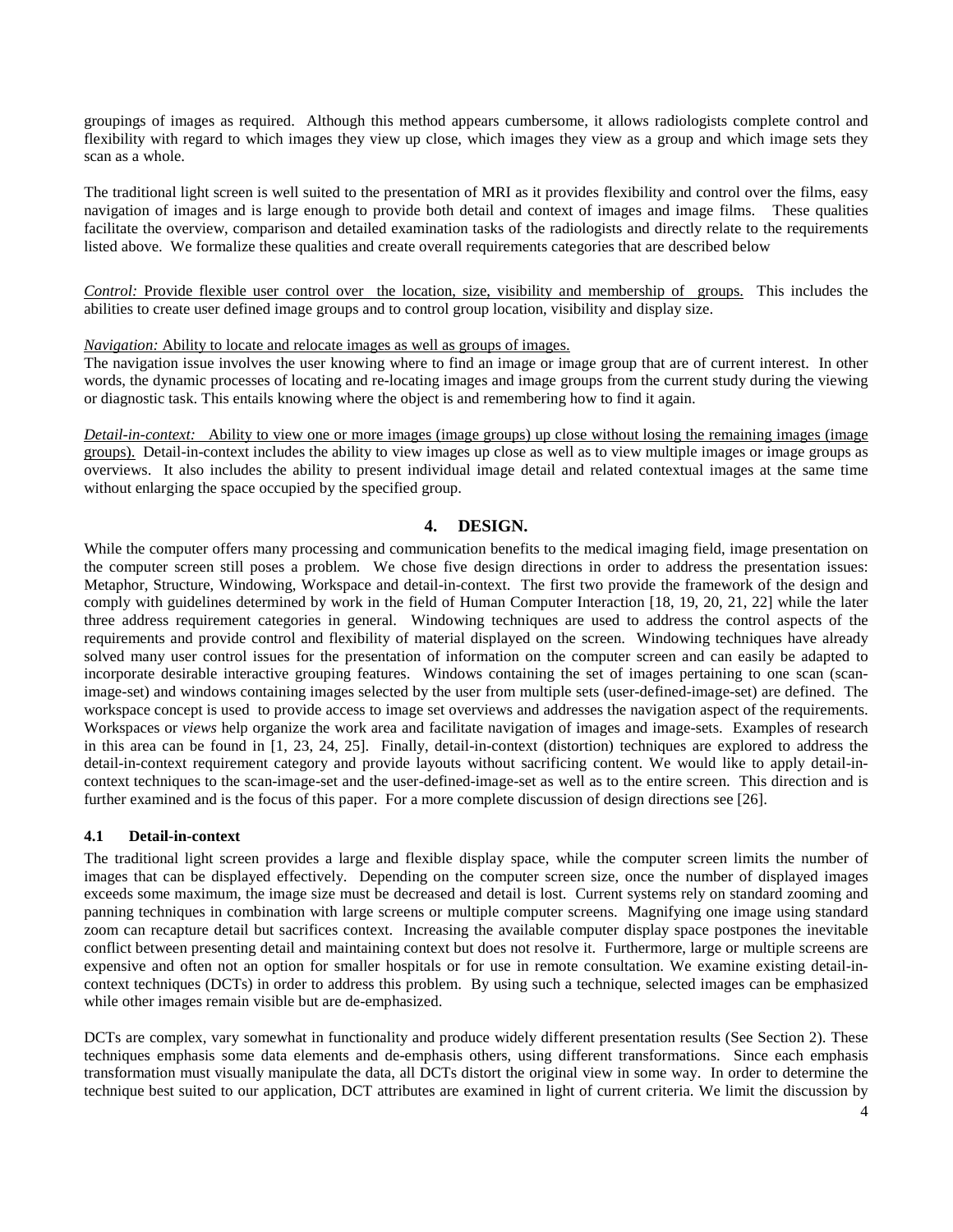groupings of images as required. Although this method appears cumbersome, it allows radiologists complete control and flexibility with regard to which images they view up close, which images they view as a group and which image sets they scan as a whole.

The traditional light screen is well suited to the presentation of MRI as it provides flexibility and control over the films, easy navigation of images and is large enough to provide both detail and context of images and image films. These qualities facilitate the overview, comparison and detailed examination tasks of the radiologists and directly relate to the requirements listed above. We formalize these qualities and create overall requirements categories that are described below

*Control:* Provide flexible user control over the location, size, visibility and membership of groups. This includes the abilities to create user defined image groups and to control group location, visibility and display size.

*Navigation:* Ability to locate and relocate images as well as groups of images.
The navigation issue involves the user knowing where to find an image or image group that are of current interest. In other words, the dynamic processes of locating and re-locating images and image groups from the current study during the viewing or diagnostic task. This entails knowing where the object is and remembering how to find it again.

*Detail-in-context:* Ability to view one or more images (image groups) up close without losing the remaining images (image groups). Detail-in-context includes the ability to view images up close as well as to view multiple images or image groups as overviews. It also includes the ability to present individual image detail and related contextual images at the same time without enlarging the space occupied by the specified group.

## 4. DESIGN.

While the computer offers many processing and communication benefits to the medical imaging field, image presentation on the computer screen still poses a problem. We chose five design directions in order to address the presentation issues: Metaphor, Structure, Windowing, Workspace and detail-in-context. The first two provide the framework of the design and comply with guidelines determined by work in the field of Human Computer Interaction [18, 19, 20, 21, 22] while the later three address requirement categories in general. Windowing techniques are used to address the control aspects of the requirements and provide control and flexibility of material displayed on the screen. Windowing techniques have already solved many user control issues for the presentation of information on the computer screen and can easily be adapted to incorporate desirable interactive grouping features. Windows containing the set of images pertaining to one scan (scan-image-set) and windows containing images selected by the user from multiple sets (user-defined-image-set) are defined. The workspace concept is used to provide access to image set overviews and addresses the navigation aspect of the requirements. Workspaces or *views* help organize the work area and facilitate navigation of images and image-sets. Examples of research in this area can be found in [1, 23, 24, 25]. Finally, detail-in-context (distortion) techniques are explored to address the detail-in-context requirement category and provide layouts without sacrificing content. We would like to apply detail-in-context techniques to the scan-image-set and the user-defined-image-set as well as to the entire screen. This direction and is further examined and is the focus of this paper. For a more complete discussion of design directions see [26].

### 4.1 Detail-in-context

The traditional light screen provides a large and flexible display space, while the computer screen limits the number of images that can be displayed effectively. Depending on the computer screen size, once the number of displayed images exceeds some maximum, the image size must be decreased and detail is lost. Current systems rely on standard zooming and panning techniques in combination with large screens or multiple computer screens. Magnifying one image using standard zoom can recapture detail but sacrifices context. Increasing the available computer display space postpones the inevitable conflict between presenting detail and maintaining context but does not resolve it. Furthermore, large or multiple screens are expensive and often not an option for smaller hospitals or for use in remote consultation. We examine existing detail-in-context techniques (DCTs) in order to address this problem. By using such a technique, selected images can be emphasized while other images remain visible but are de-emphasized.

DCTs are complex, vary somewhat in functionality and produce widely different presentation results (See Section 2). These techniques emphasis some data elements and de-emphasis others, using different transformations. Since each emphasis transformation must visually manipulate the data, all DCTs distort the original view in some way. In order to determine the technique best suited to our application, DCT attributes are examined in light of current criteria. We limit the discussion by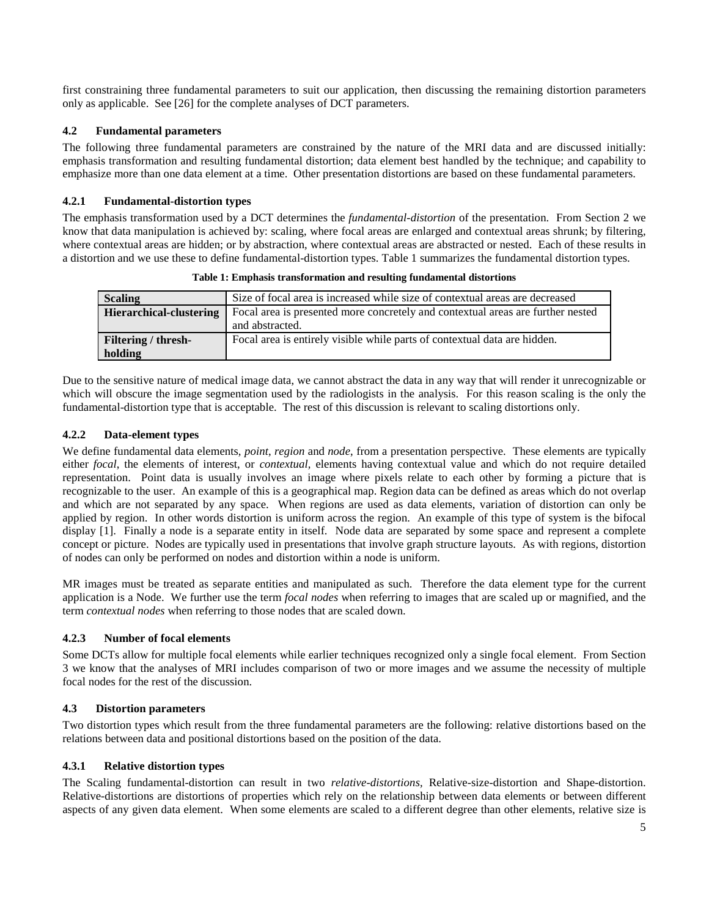first constraining three fundamental parameters to suit our application, then discussing the remaining distortion parameters only as applicable. See [26] for the complete analyses of DCT parameters.

### 4.2 Fundamental parameters

The following three fundamental parameters are constrained by the nature of the MRI data and are discussed initially: emphasis transformation and resulting fundamental distortion; data element best handled by the technique; and capability to emphasize more than one data element at a time. Other presentation distortions are based on these fundamental parameters.

#### 4.2.1 Fundamental-distortion types

The emphasis transformation used by a DCT determines the *fundamental-distortion* of the presentation. From Section 2 we know that data manipulation is achieved by: scaling, where focal areas are enlarged and contextual areas shrunk; by filtering, where contextual areas are hidden; or by abstraction, where contextual areas are abstracted or nested. Each of these results in a distortion and we use these to define fundamental-distortion types. Table 1 summarizes the fundamental distortion types.

**Table 1: Emphasis transformation and resulting fundamental distortions**

| | |
|---|---|
| **Scaling** | Size of focal area is increased while size of contextual areas are decreased |
| **Hierarchical-clustering** | Focal area is presented more concretely and contextual areas are further nested and abstracted. |
| **Filtering / thresh-holding** | Focal area is entirely visible while parts of contextual data are hidden. |

Due to the sensitive nature of medical image data, we cannot abstract the data in any way that will render it unrecognizable or which will obscure the image segmentation used by the radiologists in the analysis. For this reason scaling is the only the fundamental-distortion type that is acceptable. The rest of this discussion is relevant to scaling distortions only.

#### 4.2.2 Data-element types

We define fundamental data elements, *point*, *region* and *node*, from a presentation perspective. These elements are typically either *focal*, the elements of interest, or *contextual,* elements having contextual value and which do not require detailed representation. Point data is usually involves an image where pixels relate to each other by forming a picture that is recognizable to the user. An example of this is a geographical map. Region data can be defined as areas which do not overlap and which are not separated by any space. When regions are used as data elements, variation of distortion can only be applied by region. In other words distortion is uniform across the region. An example of this type of system is the bifocal display [1]. Finally a node is a separate entity in itself. Node data are separated by some space and represent a complete concept or picture. Nodes are typically used in presentations that involve graph structure layouts. As with regions, distortion of nodes can only be performed on nodes and distortion within a node is uniform.

MR images must be treated as separate entities and manipulated as such. Therefore the data element type for the current application is a Node. We further use the term *focal nodes* when referring to images that are scaled up or magnified, and the term *contextual nodes* when referring to those nodes that are scaled down.

#### 4.2.3 Number of focal elements

Some DCTs allow for multiple focal elements while earlier techniques recognized only a single focal element. From Section 3 we know that the analyses of MRI includes comparison of two or more images and we assume the necessity of multiple focal nodes for the rest of the discussion.

### 4.3 Distortion parameters

Two distortion types which result from the three fundamental parameters are the following: relative distortions based on the relations between data and positional distortions based on the position of the data.

#### 4.3.1 Relative distortion types

The Scaling fundamental-distortion can result in two *relative-distortions*, Relative-size-distortion and Shape-distortion. Relative-distortions are distortions of properties which rely on the relationship between data elements or between different aspects of any given data element. When some elements are scaled to a different degree than other elements, relative size is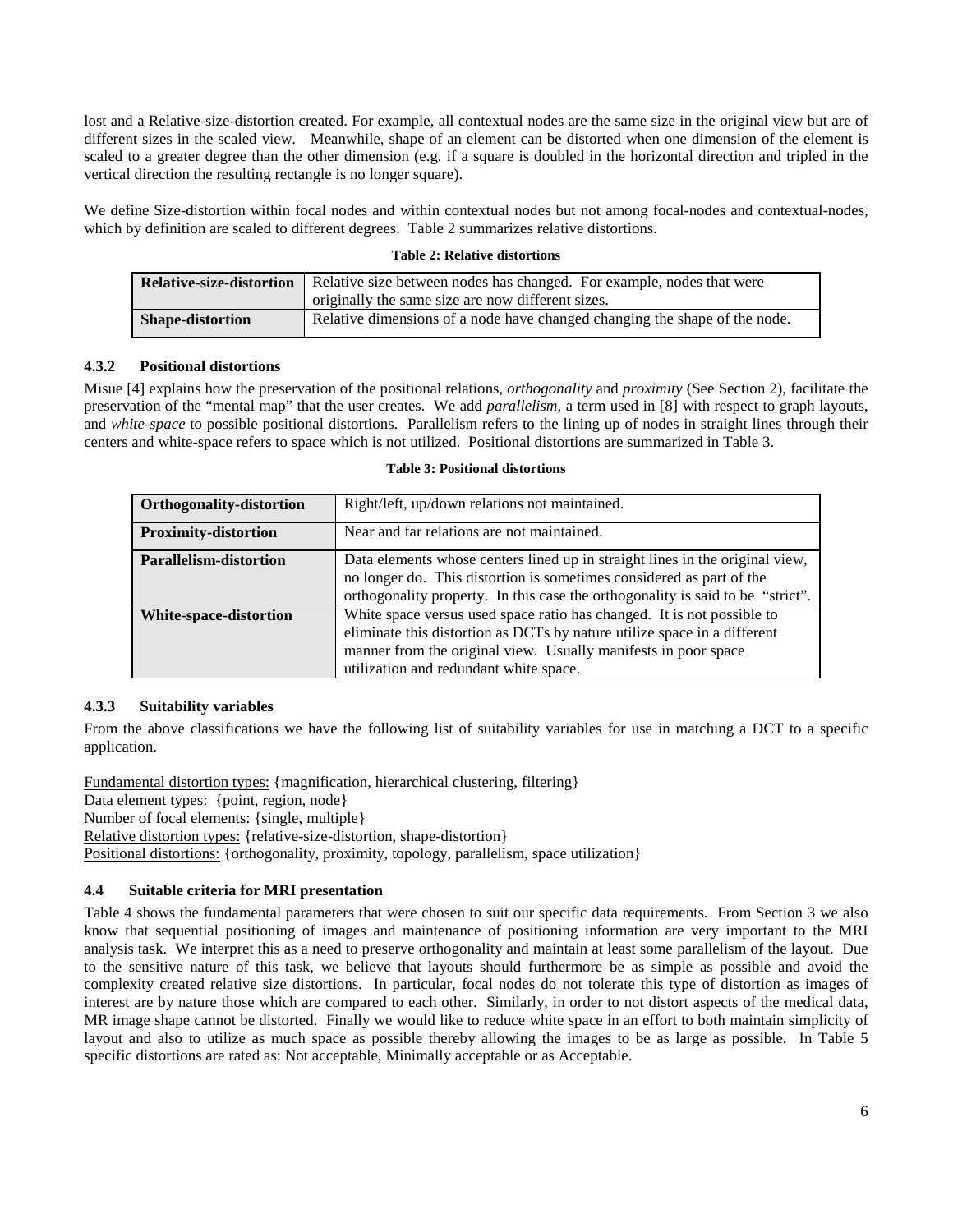lost and a Relative-size-distortion created. For example, all contextual nodes are the same size in the original view but are of different sizes in the scaled view. Meanwhile, shape of an element can be distorted when one dimension of the element is scaled to a greater degree than the other dimension (e.g. if a square is doubled in the horizontal direction and tripled in the vertical direction the resulting rectangle is no longer square).

We define Size-distortion within focal nodes and within contextual nodes but not among focal-nodes and contextual-nodes, which by definition are scaled to different degrees. Table 2 summarizes relative distortions.

**Table 2: Relative distortions**

| | |
|---|---|
| **Relative-size-distortion** | Relative size between nodes has changed. For example, nodes that were originally the same size are now different sizes. |
| **Shape-distortion** | Relative dimensions of a node have changed changing the shape of the node. |

### 4.3.2 Positional distortions

Misue [4] explains how the preservation of the positional relations, *orthogonality* and *proximity* (See Section 2), facilitate the preservation of the "mental map" that the user creates. We add *parallelism,* a term used in [8] with respect to graph layouts, and *white-space* to possible positional distortions. Parallelism refers to the lining up of nodes in straight lines through their centers and white-space refers to space which is not utilized. Positional distortions are summarized in Table 3.

**Table 3: Positional distortions**

| | |
|---|---|
| **Orthogonality-distortion** | Right/left, up/down relations not maintained. |
| **Proximity-distortion** | Near and far relations are not maintained. |
| **Parallelism-distortion** | Data elements whose centers lined up in straight lines in the original view, no longer do. This distortion is sometimes considered as part of the orthogonality property. In this case the orthogonality is said to be "strict". |
| **White-space-distortion** | White space versus used space ratio has changed. It is not possible to eliminate this distortion as DCTs by nature utilize space in a different manner from the original view. Usually manifests in poor space utilization and redundant white space. |

### 4.3.3 Suitability variables

From the above classifications we have the following list of suitability variables for use in matching a DCT to a specific application.

Fundamental distortion types: {magnification, hierarchical clustering, filtering}
Data element types: {point, region, node}
Number of focal elements: {single, multiple}
Relative distortion types: {relative-size-distortion, shape-distortion}
Positional distortions: {orthogonality, proximity, topology, parallelism, space utilization}

### 4.4 Suitable criteria for MRI presentation

Table 4 shows the fundamental parameters that were chosen to suit our specific data requirements. From Section 3 we also know that sequential positioning of images and maintenance of positioning information are very important to the MRI analysis task. We interpret this as a need to preserve orthogonality and maintain at least some parallelism of the layout. Due to the sensitive nature of this task, we believe that layouts should furthermore be as simple as possible and avoid the complexity created relative size distortions. In particular, focal nodes do not tolerate this type of distortion as images of interest are by nature those which are compared to each other. Similarly, in order to not distort aspects of the medical data, MR image shape cannot be distorted. Finally we would like to reduce white space in an effort to both maintain simplicity of layout and also to utilize as much space as possible thereby allowing the images to be as large as possible. In Table 5 specific distortions are rated as: Not acceptable, Minimally acceptable or as Acceptable.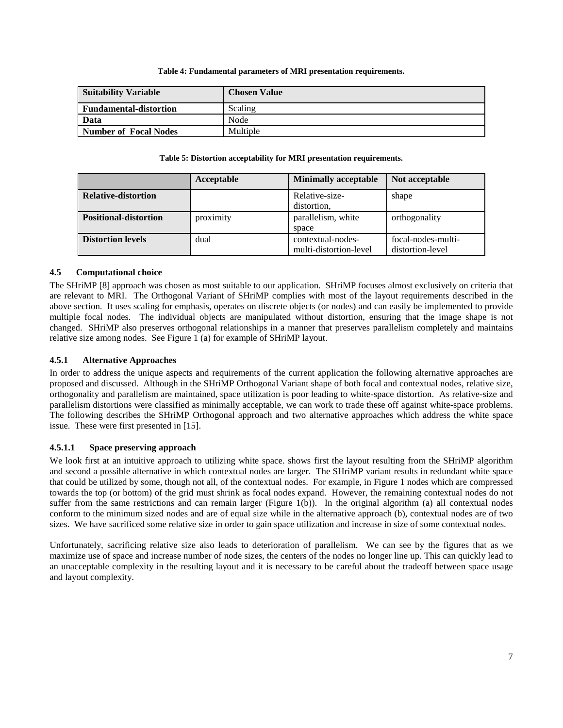**Table 4: Fundamental parameters of MRI presentation requirements.**

| Suitability Variable | Chosen Value |
|---|---|
| **Fundamental-distortion** | Scaling |
| **Data** | Node |
| **Number of Focal Nodes** | Multiple |

**Table 5: Distortion acceptability for MRI presentation requirements.**

| | Acceptable | Minimally acceptable | Not acceptable |
|---|---|---|---|
| **Relative-distortion** | | Relative-size-distortion, | shape |
| **Positional-distortion** | proximity | parallelism, white space | orthogonality |
| **Distortion levels** | dual | contextual-nodes-multi-distortion-level | focal-nodes-multi-distortion-level |

### 4.5 Computational choice

The SHriMP [8] approach was chosen as most suitable to our application. SHriMP focuses almost exclusively on criteria that are relevant to MRI. The Orthogonal Variant of SHriMP complies with most of the layout requirements described in the above section. It uses scaling for emphasis, operates on discrete objects (or nodes) and can easily be implemented to provide multiple focal nodes. The individual objects are manipulated without distortion, ensuring that the image shape is not changed. SHriMP also preserves orthogonal relationships in a manner that preserves parallelism completely and maintains relative size among nodes. See Figure 1 (a) for example of SHriMP layout.

#### 4.5.1 Alternative Approaches

In order to address the unique aspects and requirements of the current application the following alternative approaches are proposed and discussed. Although in the SHriMP Orthogonal Variant shape of both focal and contextual nodes, relative size, orthogonality and parallelism are maintained, space utilization is poor leading to white-space distortion. As relative-size and parallelism distortions were classified as minimally acceptable, we can work to trade these off against white-space problems. The following describes the SHriMP Orthogonal approach and two alternative approaches which address the white space issue. These were first presented in [15].

##### 4.5.1.1 Space preserving approach

We look first at an intuitive approach to utilizing white space. shows first the layout resulting from the SHriMP algorithm and second a possible alternative in which contextual nodes are larger. The SHriMP variant results in redundant white space that could be utilized by some, though not all, of the contextual nodes. For example, in Figure 1 nodes which are compressed towards the top (or bottom) of the grid must shrink as focal nodes expand. However, the remaining contextual nodes do not suffer from the same restrictions and can remain larger (Figure 1(b)). In the original algorithm (a) all contextual nodes conform to the minimum sized nodes and are of equal size while in the alternative approach (b), contextual nodes are of two sizes. We have sacrificed some relative size in order to gain space utilization and increase in size of some contextual nodes.

Unfortunately, sacrificing relative size also leads to deterioration of parallelism. We can see by the figures that as we maximize use of space and increase number of node sizes, the centers of the nodes no longer line up. This can quickly lead to an unacceptable complexity in the resulting layout and it is necessary to be careful about the tradeoff between space usage and layout complexity.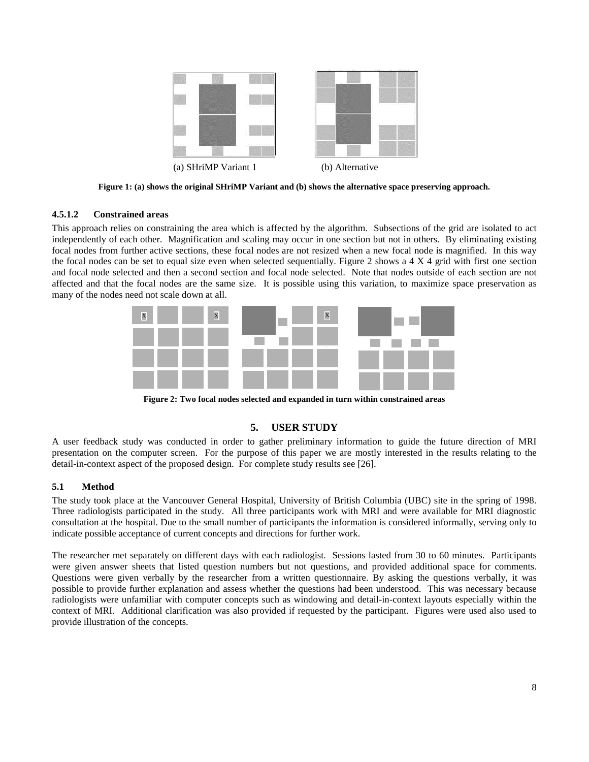(a) SHriMP Variant 1 (b) Alternative

**Figure 1: (a) shows the original SHriMP Variant and (b) shows the alternative space preserving approach.**

#### 4.5.1.2 Constrained areas

This approach relies on constraining the area which is affected by the algorithm. Subsections of the grid are isolated to act independently of each other. Magnification and scaling may occur in one section but not in others. By eliminating existing focal nodes from further active sections, these focal nodes are not resized when a new focal node is magnified. In this way the focal nodes can be set to equal size even when selected sequentially. Figure 2 shows a 4 X 4 grid with first one section and focal node selected and then a second section and focal node selected. Note that nodes outside of each section are not affected and that the focal nodes are the same size. It is possible using this variation, to maximize space preservation as many of the nodes need not scale down at all.

**Figure 2: Two focal nodes selected and expanded in turn within constrained areas**

## 5. USER STUDY

A user feedback study was conducted in order to gather preliminary information to guide the future direction of MRI presentation on the computer screen. For the purpose of this paper we are mostly interested in the results relating to the detail-in-context aspect of the proposed design. For complete study results see [26].

### 5.1 Method

The study took place at the Vancouver General Hospital, University of British Columbia (UBC) site in the spring of 1998. Three radiologists participated in the study. All three participants work with MRI and were available for MRI diagnostic consultation at the hospital. Due to the small number of participants the information is considered informally, serving only to indicate possible acceptance of current concepts and directions for further work.

The researcher met separately on different days with each radiologist. Sessions lasted from 30 to 60 minutes. Participants were given answer sheets that listed question numbers but not questions, and provided additional space for comments. Questions were given verbally by the researcher from a written questionnaire. By asking the questions verbally, it was possible to provide further explanation and assess whether the questions had been understood. This was necessary because radiologists were unfamiliar with computer concepts such as windowing and detail-in-context layouts especially within the context of MRI. Additional clarification was also provided if requested by the participant. Figures were used also used to provide illustration of the concepts.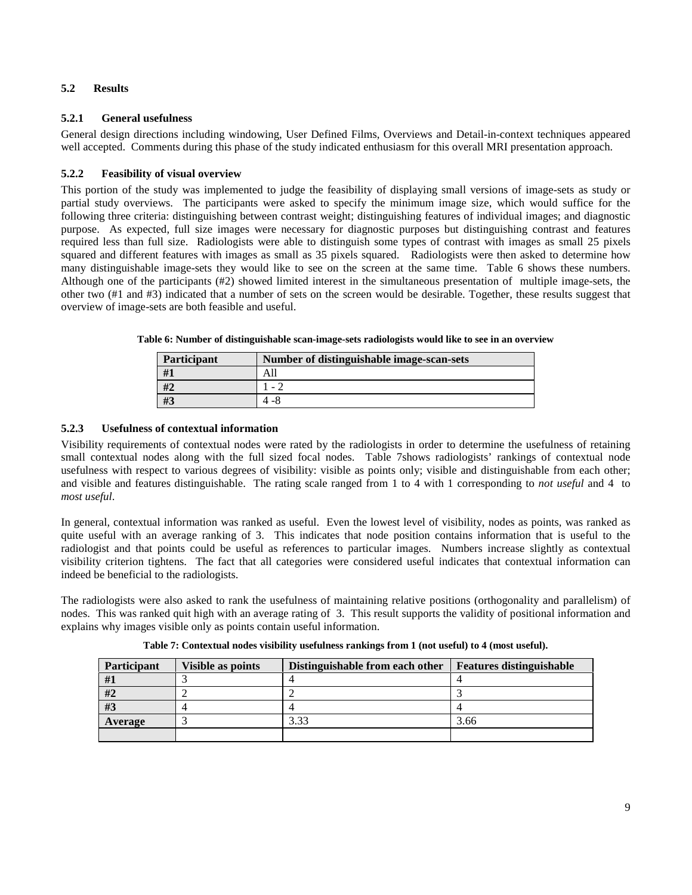### 5.2 Results

#### 5.2.1 General usefulness

General design directions including windowing, User Defined Films, Overviews and Detail-in-context techniques appeared well accepted. Comments during this phase of the study indicated enthusiasm for this overall MRI presentation approach.

#### 5.2.2 Feasibility of visual overview

This portion of the study was implemented to judge the feasibility of displaying small versions of image-sets as study or partial study overviews. The participants were asked to specify the minimum image size, which would suffice for the following three criteria: distinguishing between contrast weight; distinguishing features of individual images; and diagnostic purpose. As expected, full size images were necessary for diagnostic purposes but distinguishing contrast and features required less than full size. Radiologists were able to distinguish some types of contrast with images as small 25 pixels squared and different features with images as small as 35 pixels squared. Radiologists were then asked to determine how many distinguishable image-sets they would like to see on the screen at the same time. Table 6 shows these numbers. Although one of the participants (#2) showed limited interest in the simultaneous presentation of multiple image-sets, the other two (#1 and #3) indicated that a number of sets on the screen would be desirable. Together, these results suggest that overview of image-sets are both feasible and useful.

**Table 6: Number of distinguishable scan-image-sets radiologists would like to see in an overview**

| Participant | Number of distinguishable image-scan-sets |
|---|---|
| #1 | All |
| #2 | 1 - 2 |
| #3 | 4 -8 |

#### 5.2.3 Usefulness of contextual information

Visibility requirements of contextual nodes were rated by the radiologists in order to determine the usefulness of retaining small contextual nodes along with the full sized focal nodes. Table 7shows radiologists' rankings of contextual node usefulness with respect to various degrees of visibility: visible as points only; visible and distinguishable from each other; and visible and features distinguishable. The rating scale ranged from 1 to 4 with 1 corresponding to *not useful* and 4 to *most useful*.

In general, contextual information was ranked as useful. Even the lowest level of visibility, nodes as points, was ranked as quite useful with an average ranking of 3. This indicates that node position contains information that is useful to the radiologist and that points could be useful as references to particular images. Numbers increase slightly as contextual visibility criterion tightens. The fact that all categories were considered useful indicates that contextual information can indeed be beneficial to the radiologists.

The radiologists were also asked to rank the usefulness of maintaining relative positions (orthogonality and parallelism) of nodes. This was ranked quit high with an average rating of 3. This result supports the validity of positional information and explains why images visible only as points contain useful information.

**Table 7: Contextual nodes visibility usefulness rankings from 1 (not useful) to 4 (most useful).**

| Participant | Visible as points | Distinguishable from each other | Features distinguishable |
|---|---|---|---|
| #1 | 3 | 4 | 4 |
| #2 | 2 | 2 | 3 |
| #3 | 4 | 4 | 4 |
| Average | 3 | 3.33 | 3.66 |
| | | | |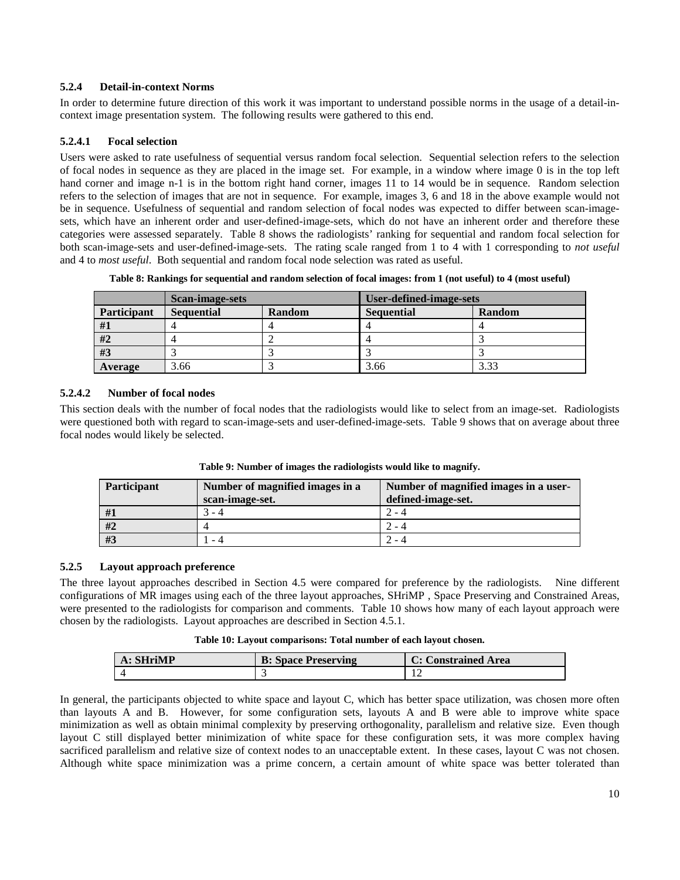### 5.2.4 Detail-in-context Norms

In order to determine future direction of this work it was important to understand possible norms in the usage of a detail-in-context image presentation system. The following results were gathered to this end.

#### 5.2.4.1 Focal selection

Users were asked to rate usefulness of sequential versus random focal selection. Sequential selection refers to the selection of focal nodes in sequence as they are placed in the image set. For example, in a window where image 0 is in the top left hand corner and image n-1 is in the bottom right hand corner, images 11 to 14 would be in sequence. Random selection refers to the selection of images that are not in sequence. For example, images 3, 6 and 18 in the above example would not be in sequence. Usefulness of sequential and random selection of focal nodes was expected to differ between scan-image-sets, which have an inherent order and user-defined-image-sets, which do not have an inherent order and therefore these categories were assessed separately. Table 8 shows the radiologists' ranking for sequential and random focal selection for both scan-image-sets and user-defined-image-sets. The rating scale ranged from 1 to 4 with 1 corresponding to *not useful* and 4 to *most useful*. Both sequential and random focal node selection was rated as useful.

**Table 8: Rankings for sequential and random selection of focal images: from 1 (not useful) to 4 (most useful)**

| | Scan-image-sets | | User-defined-image-sets | |
|---|---|---|---|---|
| **Participant** | **Sequential** | **Random** | **Sequential** | **Random** |
| **#1** | 4 | 4 | 4 | 4 |
| **#2** | 4 | 2 | 4 | 3 |
| **#3** | 3 | 3 | 3 | 3 |
| **Average** | 3.66 | 3 | 3.66 | 3.33 |

#### 5.2.4.2 Number of focal nodes

This section deals with the number of focal nodes that the radiologists would like to select from an image-set. Radiologists were questioned both with regard to scan-image-sets and user-defined-image-sets. Table 9 shows that on average about three focal nodes would likely be selected.

**Table 9: Number of images the radiologists would like to magnify.**

| Participant | Number of magnified images in a scan-image-set. | Number of magnified images in a user-defined-image-set. |
|---|---|---|
| **#1** | 3 - 4 | 2 - 4 |
| **#2** | 4 | 2 - 4 |
| **#3** | 1 - 4 | 2 - 4 |

### 5.2.5 Layout approach preference

The three layout approaches described in Section 4.5 were compared for preference by the radiologists. Nine different configurations of MR images using each of the three layout approaches, SHriMP , Space Preserving and Constrained Areas, were presented to the radiologists for comparison and comments. Table 10 shows how many of each layout approach were chosen by the radiologists. Layout approaches are described in Section 4.5.1.

**Table 10: Layout comparisons: Total number of each layout chosen.**

| A: SHriMP | B: Space Preserving | C: Constrained Area |
|---|---|---|
| 4 | 3 | 12 |

In general, the participants objected to white space and layout C, which has better space utilization, was chosen more often than layouts A and B. However, for some configuration sets, layouts A and B were able to improve white space minimization as well as obtain minimal complexity by preserving orthogonality, parallelism and relative size. Even though layout C still displayed better minimization of white space for these configuration sets, it was more complex having sacrificed parallelism and relative size of context nodes to an unacceptable extent. In these cases, layout C was not chosen. Although white space minimization was a prime concern, a certain amount of white space was better tolerated than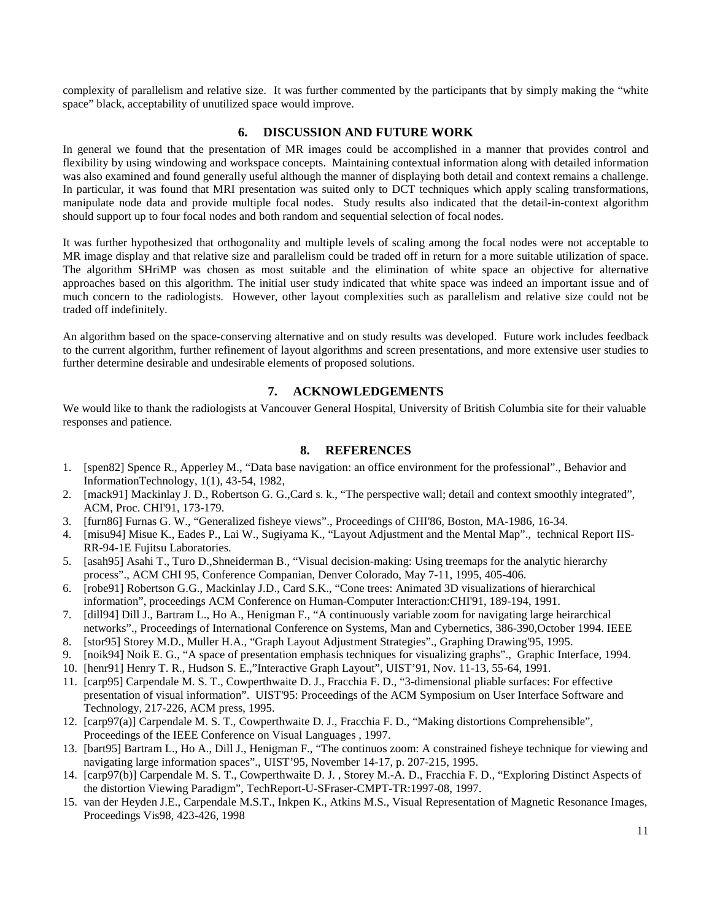complexity of parallelism and relative size. It was further commented by the participants that by simply making the "white space" black, acceptability of unutilized space would improve.

## 6. DISCUSSION AND FUTURE WORK

In general we found that the presentation of MR images could be accomplished in a manner that provides control and flexibility by using windowing and workspace concepts. Maintaining contextual information along with detailed information was also examined and found generally useful although the manner of displaying both detail and context remains a challenge. In particular, it was found that MRI presentation was suited only to DCT techniques which apply scaling transformations, manipulate node data and provide multiple focal nodes. Study results also indicated that the detail-in-context algorithm should support up to four focal nodes and both random and sequential selection of focal nodes.

It was further hypothesized that orthogonality and multiple levels of scaling among the focal nodes were not acceptable to MR image display and that relative size and parallelism could be traded off in return for a more suitable utilization of space. The algorithm SHriMP was chosen as most suitable and the elimination of white space an objective for alternative approaches based on this algorithm. The initial user study indicated that white space was indeed an important issue and of much concern to the radiologists. However, other layout complexities such as parallelism and relative size could not be traded off indefinitely.

An algorithm based on the space-conserving alternative and on study results was developed. Future work includes feedback to the current algorithm, further refinement of layout algorithms and screen presentations, and more extensive user studies to further determine desirable and undesirable elements of proposed solutions.

## 7. ACKNOWLEDGEMENTS

We would like to thank the radiologists at Vancouver General Hospital, University of British Columbia site for their valuable responses and patience.

## 8. REFERENCES

1. [spen82] Spence R., Apperley M., "Data base navigation: an office environment for the professional"., Behavior and InformationTechnology, 1(1), 43-54, 1982,
2. [mack91] Mackinlay J. D., Robertson G. G.,Card s. k., "The perspective wall; detail and context smoothly integrated", ACM, Proc. CHI'91, 173-179.
3. [furn86] Furnas G. W., "Generalized fisheye views"., Proceedings of CHI'86, Boston, MA-1986, 16-34.
4. [misu94] Misue K., Eades P., Lai W., Sugiyama K., "Layout Adjustment and the Mental Map"., technical Report IIS-RR-94-1E Fujitsu Laboratories.
5. [asah95] Asahi T., Turo D.,Shneiderman B., "Visual decision-making: Using treemaps for the analytic hierarchy process"., ACM CHI 95, Conference Companian, Denver Colorado, May 7-11, 1995, 405-406.
6. [robe91] Robertson G.G., Mackinlay J.D., Card S.K., "Cone trees: Animated 3D visualizations of hierarchical information", proceedings ACM Conference on Human-Computer Interaction:CHI'91, 189-194, 1991.
7. [dill94] Dill J., Bartram L., Ho A., Henigman F., "A continuously variable zoom for navigating large heirarchical networks"., Proceedings of International Conference on Systems, Man and Cybernetics, 386-390,October 1994. IEEE
8. [stor95] Storey M.D., Muller H.A., "Graph Layout Adjustment Strategies"., Graphing Drawing'95, 1995.
9. [noik94] Noik E. G., "A space of presentation emphasis techniques for visualizing graphs"., Graphic Interface, 1994.
10. [henr91] Henry T. R., Hudson S. E.,"Interactive Graph Layout", UIST'91, Nov. 11-13, 55-64, 1991.
11. [carp95] Carpendale M. S. T., Cowperthwaite D. J., Fracchia F. D., "3-dimensional pliable surfaces: For effective presentation of visual information". UIST'95: Proceedings of the ACM Symposium on User Interface Software and Technology, 217-226, ACM press, 1995.
12. [carp97(a)] Carpendale M. S. T., Cowperthwaite D. J., Fracchia F. D., "Making distortions Comprehensible", Proceedings of the IEEE Conference on Visual Languages , 1997.
13. [bart95] Bartram L., Ho A., Dill J., Henigman F., "The continuos zoom: A constrained fisheye technique for viewing and navigating large information spaces"., UIST'95, November 14-17, p. 207-215, 1995.
14. [carp97(b)] Carpendale M. S. T., Cowperthwaite D. J. , Storey M.-A. D., Fracchia F. D., "Exploring Distinct Aspects of the distortion Viewing Paradigm", TechReport-U-SFraser-CMPT-TR:1997-08, 1997.
15. van der Heyden J.E., Carpendale M.S.T., Inkpen K., Atkins M.S., Visual Representation of Magnetic Resonance Images, Proceedings Vis98, 423-426, 1998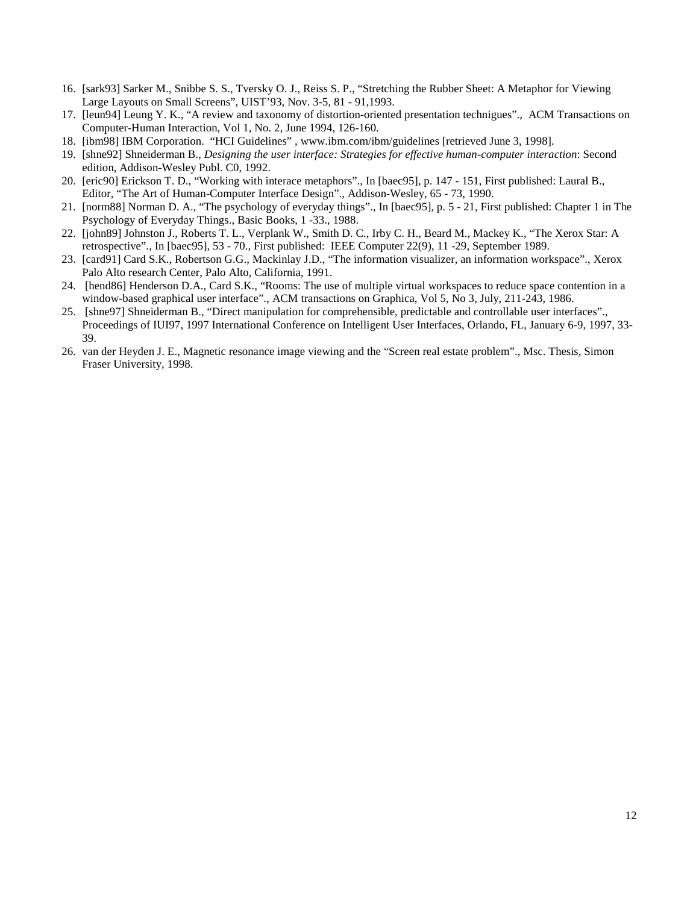16. [sark93] Sarker M., Snibbe S. S., Tversky O. J., Reiss S. P., “Stretching the Rubber Sheet: A Metaphor for Viewing Large Layouts on Small Screens”, UIST’93, Nov. 3-5, 81 - 91,1993.
17. [leun94] Leung Y. K., “A review and taxonomy of distortion-oriented presentation techniques”., ACM Transactions on Computer-Human Interaction, Vol 1, No. 2, June 1994, 126-160.
18. [ibm98] IBM Corporation. “HCI Guidelines” , www.ibm.com/ibm/guidelines [retrieved June 3, 1998].
19. [shne92] Shneiderman B., *Designing the user interface: Strategies for effective human-computer interaction*: Second edition, Addison-Wesley Publ. C0, 1992.
20. [eric90] Erickson T. D., “Working with interace metaphors”., In [baec95], p. 147 - 151, First published: Laural B., Editor, “The Art of Human-Computer Interface Design”., Addison-Wesley, 65 - 73, 1990.
21. [norm88] Norman D. A., “The psychology of everyday things”., In [baec95], p. 5 - 21, First published: Chapter 1 in The Psychology of Everyday Things., Basic Books, 1 -33., 1988.
22. [john89] Johnston J., Roberts T. L., Verplank W., Smith D. C., Irby C. H., Beard M., Mackey K., “The Xerox Star: A retrospective”., In [baec95], 53 - 70., First published: IEEE Computer 22(9), 11 -29, September 1989.
23. [card91] Card S.K., Robertson G.G., Mackinlay J.D., “The information visualizer, an information workspace”., Xerox Palo Alto research Center, Palo Alto, California, 1991.
24. [hend86] Henderson D.A., Card S.K., “Rooms: The use of multiple virtual workspaces to reduce space contention in a window-based graphical user interface”., ACM transactions on Graphica, Vol 5, No 3, July, 211-243, 1986.
25. [shne97] Shneiderman B., “Direct manipulation for comprehensible, predictable and controllable user interfaces”., Proceedings of IUI97, 1997 International Conference on Intelligent User Interfaces, Orlando, FL, January 6-9, 1997, 33-39.
26. van der Heyden J. E., Magnetic resonance image viewing and the “Screen real estate problem”., Msc. Thesis, Simon Fraser University, 1998.